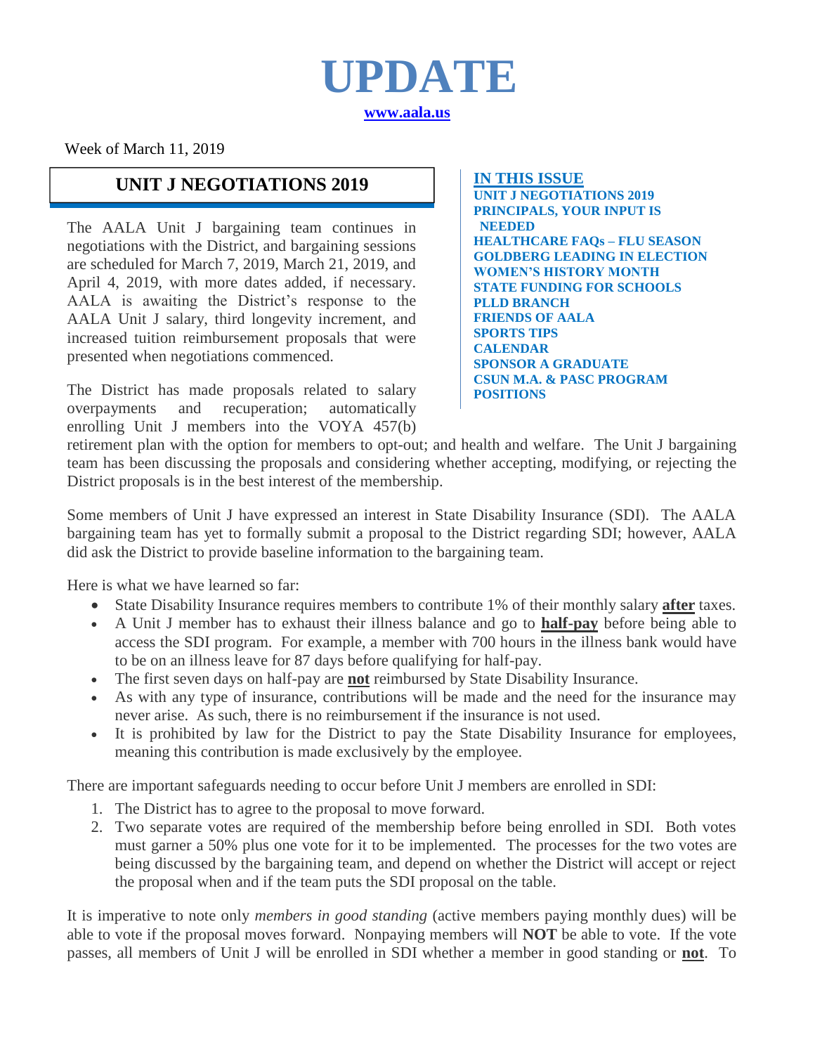# UPDATE

**www.aala.us**

Week of March 11, 2019

**IN THIS ISSUE**

- UNIT J NEGOTIATIONS 2019
- PRINCIPALS, YOUR INPUT IS NEEDED
- HEALTHCARE FAQs – FLU SEASON
- GOLDBERG LEADING IN ELECTION
- WOMEN'S HISTORY MONTH
- STATE FUNDING FOR SCHOOLS
- PLLD BRANCH
- FRIENDS OF AALA
- SPORTS TIPS
- CALENDAR
- SPONSOR A GRADUATE
- CSUN M.A. & PASC PROGRAM
- POSITIONS

## UNIT J NEGOTIATIONS 2019

The AALA Unit J bargaining team continues in negotiations with the District, and bargaining sessions are scheduled for March 7, 2019, March 21, 2019, and April 4, 2019, with more dates added, if necessary. AALA is awaiting the District's response to the AALA Unit J salary, third longevity increment, and increased tuition reimbursement proposals that were presented when negotiations commenced.

The District has made proposals related to salary overpayments and recuperation; automatically enrolling Unit J members into the VOYA 457(b) retirement plan with the option for members to opt-out; and health and welfare. The Unit J bargaining team has been discussing the proposals and considering whether accepting, modifying, or rejecting the District proposals is in the best interest of the membership.

Some members of Unit J have expressed an interest in State Disability Insurance (SDI). The AALA bargaining team has yet to formally submit a proposal to the District regarding SDI; however, AALA did ask the District to provide baseline information to the bargaining team.

Here is what we have learned so far:

- State Disability Insurance requires members to contribute 1% of their monthly salary **after** taxes.
- A Unit J member has to exhaust their illness balance and go to **half-pay** before being able to access the SDI program. For example, a member with 700 hours in the illness bank would have to be on an illness leave for 87 days before qualifying for half-pay.
- The first seven days on half-pay are **not** reimbursed by State Disability Insurance.
- As with any type of insurance, contributions will be made and the need for the insurance may never arise. As such, there is no reimbursement if the insurance is not used.
- It is prohibited by law for the District to pay the State Disability Insurance for employees, meaning this contribution is made exclusively by the employee.

There are important safeguards needing to occur before Unit J members are enrolled in SDI:

1. The District has to agree to the proposal to move forward.
2. Two separate votes are required of the membership before being enrolled in SDI. Both votes must garner a 50% plus one vote for it to be implemented. The processes for the two votes are being discussed by the bargaining team, and depend on whether the District will accept or reject the proposal when and if the team puts the SDI proposal on the table.

It is imperative to note only *members in good standing* (active members paying monthly dues) will be able to vote if the proposal moves forward. Nonpaying members will **NOT** be able to vote. If the vote passes, all members of Unit J will be enrolled in SDI whether a member in good standing or **not**. To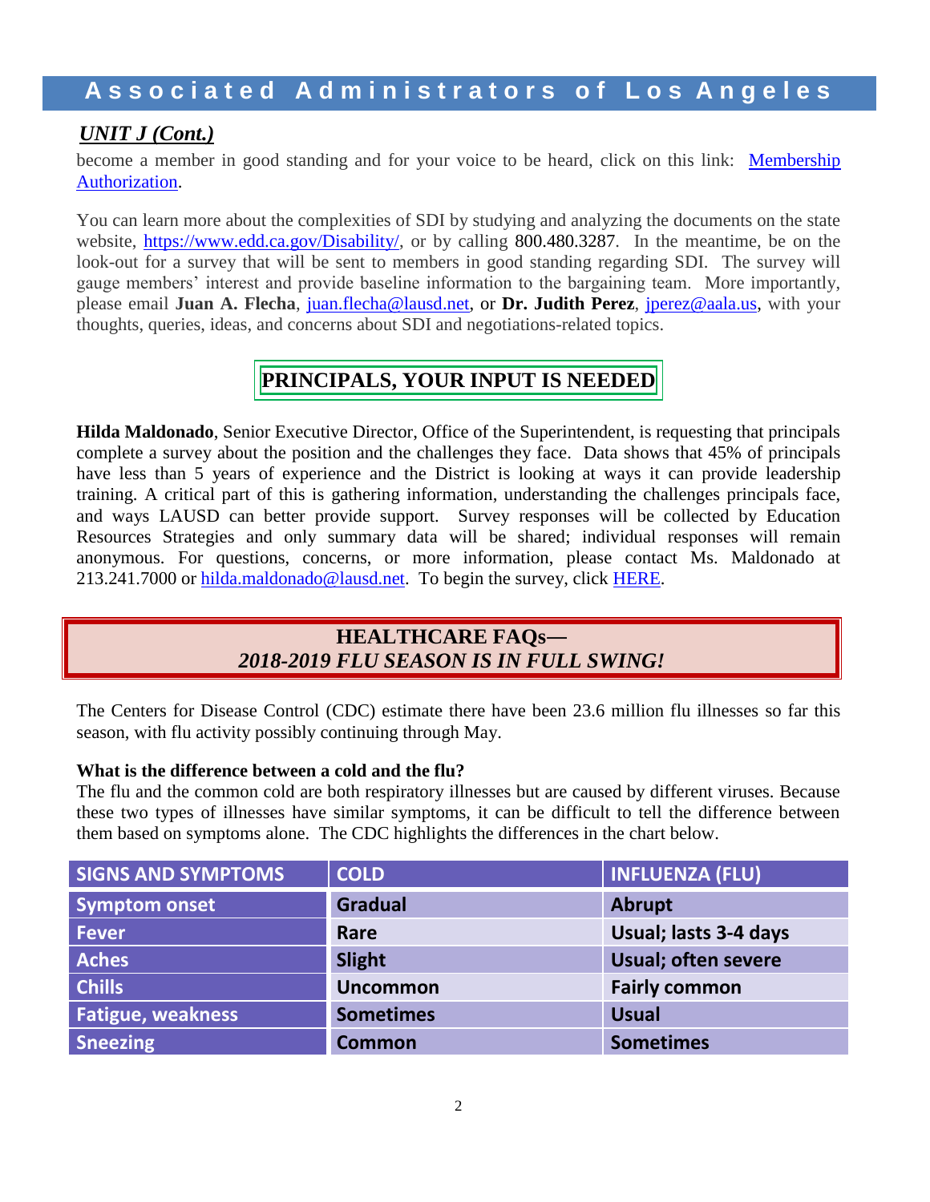## *UNIT J (Cont.)*

become a member in good standing and for your voice to be heard, click on this link: [Membership Authorization](#).

You can learn more about the complexities of SDI by studying and analyzing the documents on the state website, https://www.edd.ca.gov/Disability/, or by calling 800.480.3287. In the meantime, be on the look-out for a survey that will be sent to members in good standing regarding SDI. The survey will gauge members' interest and provide baseline information to the bargaining team. More importantly, please email **Juan A. Flecha**, juan.flecha@lausd.net, or **Dr. Judith Perez**, jperez@aala.us, with your thoughts, queries, ideas, and concerns about SDI and negotiations-related topics.

## PRINCIPALS, YOUR INPUT IS NEEDED

**Hilda Maldonado**, Senior Executive Director, Office of the Superintendent, is requesting that principals complete a survey about the position and the challenges they face. Data shows that 45% of principals have less than 5 years of experience and the District is looking at ways it can provide leadership training. A critical part of this is gathering information, understanding the challenges principals face, and ways LAUSD can better provide support. Survey responses will be collected by Education Resources Strategies and only summary data will be shared; individual responses will remain anonymous. For questions, concerns, or more information, please contact Ms. Maldonado at 213.241.7000 or hilda.maldonado@lausd.net. To begin the survey, click [HERE](#).

## HEALTHCARE FAQs—
## *2018-2019 FLU SEASON IS IN FULL SWING!*

The Centers for Disease Control (CDC) estimate there have been 23.6 million flu illnesses so far this season, with flu activity possibly continuing through May.

**What is the difference between a cold and the flu?**

The flu and the common cold are both respiratory illnesses but are caused by different viruses. Because these two types of illnesses have similar symptoms, it can be difficult to tell the difference between them based on symptoms alone. The CDC highlights the differences in the chart below.

| SIGNS AND SYMPTOMS | COLD | INFLUENZA (FLU) |
|---|---|---|
| Symptom onset | Gradual | Abrupt |
| Fever | Rare | Usual; lasts 3-4 days |
| Aches | Slight | Usual; often severe |
| Chills | Uncommon | Fairly common |
| Fatigue, weakness | Sometimes | Usual |
| Sneezing | Common | Sometimes |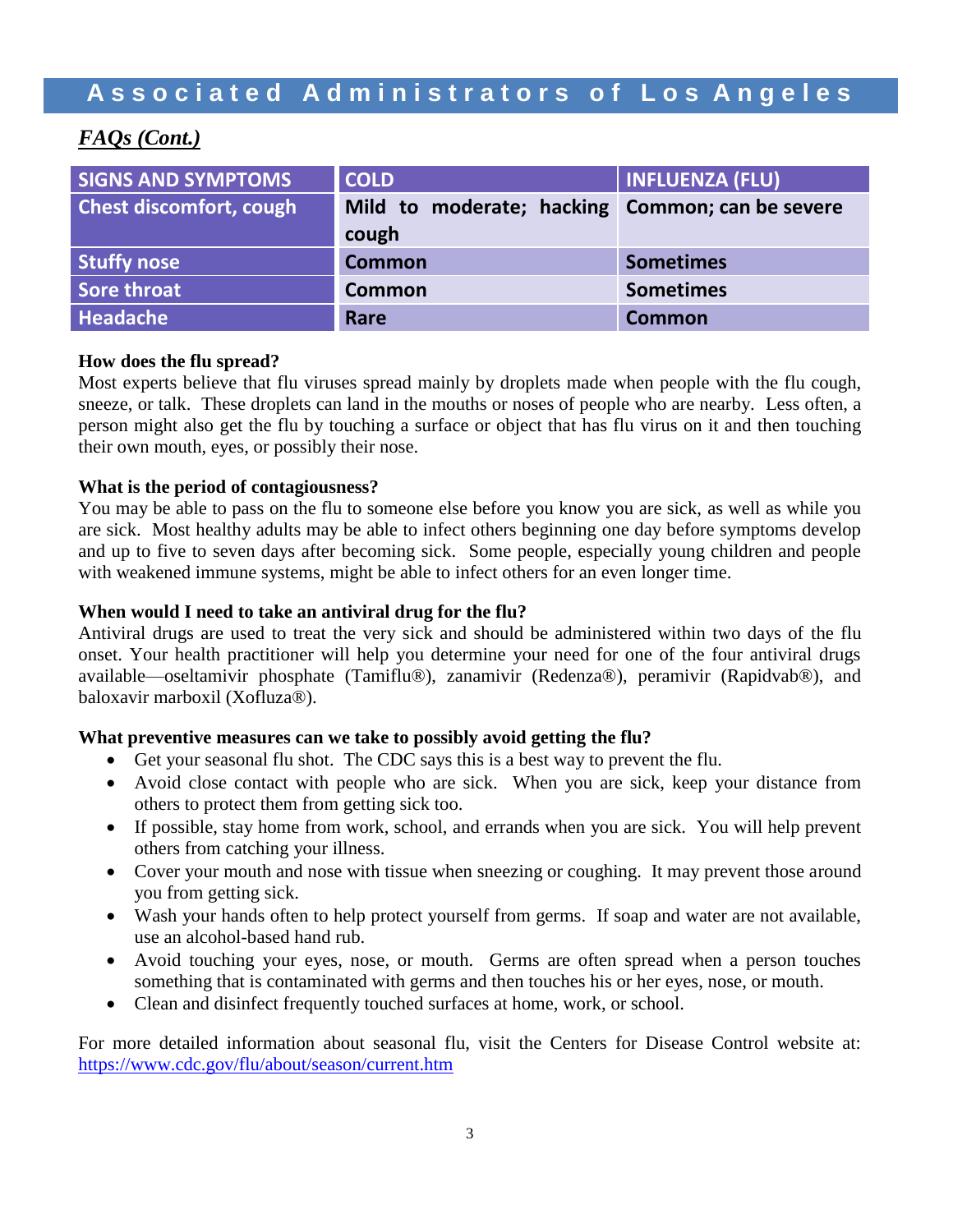*FAQs (Cont.)*

| SIGNS AND SYMPTOMS | COLD | INFLUENZA (FLU) |
| --- | --- | --- |
| Chest discomfort, cough | Mild to moderate; hacking cough | Common; can be severe |
| Stuffy nose | Common | Sometimes |
| Sore throat | Common | Sometimes |
| Headache | Rare | Common |

**How does the flu spread?**

Most experts believe that flu viruses spread mainly by droplets made when people with the flu cough, sneeze, or talk. These droplets can land in the mouths or noses of people who are nearby. Less often, a person might also get the flu by touching a surface or object that has flu virus on it and then touching their own mouth, eyes, or possibly their nose.

**What is the period of contagiousness?**

You may be able to pass on the flu to someone else before you know you are sick, as well as while you are sick. Most healthy adults may be able to infect others beginning one day before symptoms develop and up to five to seven days after becoming sick. Some people, especially young children and people with weakened immune systems, might be able to infect others for an even longer time.

**When would I need to take an antiviral drug for the flu?**

Antiviral drugs are used to treat the very sick and should be administered within two days of the flu onset. Your health practitioner will help you determine your need for one of the four antiviral drugs available—oseltamivir phosphate (Tamiflu®), zanamivir (Redenza®), peramivir (Rapidvab®), and baloxavir marboxil (Xofluza®).

**What preventive measures can we take to possibly avoid getting the flu?**

- Get your seasonal flu shot. The CDC says this is a best way to prevent the flu.
- Avoid close contact with people who are sick. When you are sick, keep your distance from others to protect them from getting sick too.
- If possible, stay home from work, school, and errands when you are sick. You will help prevent others from catching your illness.
- Cover your mouth and nose with tissue when sneezing or coughing. It may prevent those around you from getting sick.
- Wash your hands often to help protect yourself from germs. If soap and water are not available, use an alcohol-based hand rub.
- Avoid touching your eyes, nose, or mouth. Germs are often spread when a person touches something that is contaminated with germs and then touches his or her eyes, nose, or mouth.
- Clean and disinfect frequently touched surfaces at home, work, or school.

For more detailed information about seasonal flu, visit the Centers for Disease Control website at: https://www.cdc.gov/flu/about/season/current.htm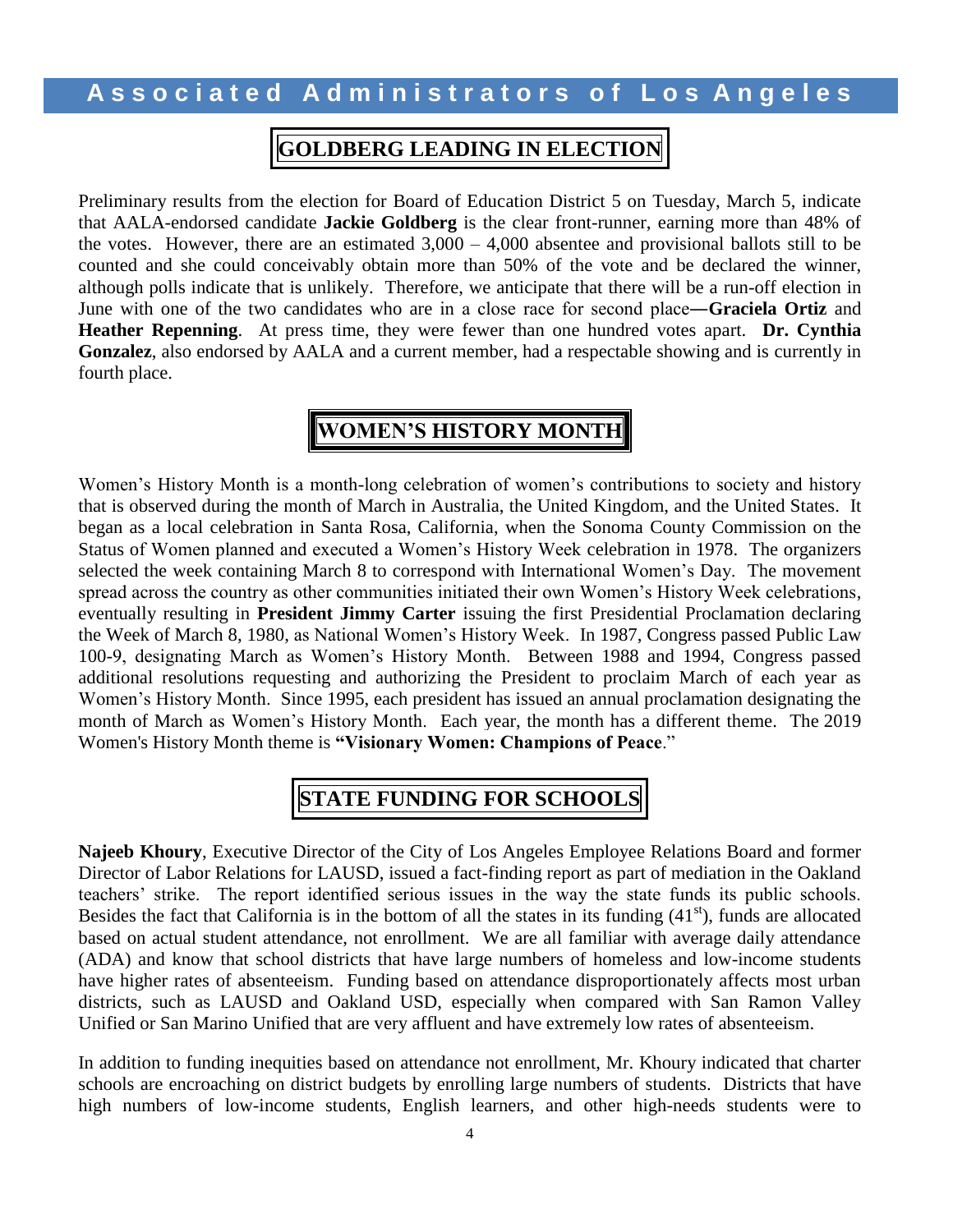## GOLDBERG LEADING IN ELECTION

Preliminary results from the election for Board of Education District 5 on Tuesday, March 5, indicate that AALA-endorsed candidate **Jackie Goldberg** is the clear front-runner, earning more than 48% of the votes. However, there are an estimated 3,000 – 4,000 absentee and provisional ballots still to be counted and she could conceivably obtain more than 50% of the vote and be declared the winner, although polls indicate that is unlikely. Therefore, we anticipate that there will be a run-off election in June with one of the two candidates who are in a close race for second place—**Graciela Ortiz** and **Heather Repenning**. At press time, they were fewer than one hundred votes apart. **Dr. Cynthia Gonzalez**, also endorsed by AALA and a current member, had a respectable showing and is currently in fourth place.

## WOMEN'S HISTORY MONTH

Women's History Month is a month-long celebration of women's contributions to society and history that is observed during the month of March in Australia, the United Kingdom, and the United States. It began as a local celebration in Santa Rosa, California, when the Sonoma County Commission on the Status of Women planned and executed a Women's History Week celebration in 1978. The organizers selected the week containing March 8 to correspond with International Women's Day. The movement spread across the country as other communities initiated their own Women's History Week celebrations, eventually resulting in **President Jimmy Carter** issuing the first Presidential Proclamation declaring the Week of March 8, 1980, as National Women's History Week. In 1987, Congress passed Public Law 100-9, designating March as Women's History Month. Between 1988 and 1994, Congress passed additional resolutions requesting and authorizing the President to proclaim March of each year as Women's History Month. Since 1995, each president has issued an annual proclamation designating the month of March as Women's History Month. Each year, the month has a different theme. The 2019 Women's History Month theme is **"Visionary Women: Champions of Peace**."

## STATE FUNDING FOR SCHOOLS

**Najeeb Khoury**, Executive Director of the City of Los Angeles Employee Relations Board and former Director of Labor Relations for LAUSD, issued a fact-finding report as part of mediation in the Oakland teachers' strike. The report identified serious issues in the way the state funds its public schools. Besides the fact that California is in the bottom of all the states in its funding (41st), funds are allocated based on actual student attendance, not enrollment. We are all familiar with average daily attendance (ADA) and know that school districts that have large numbers of homeless and low-income students have higher rates of absenteeism. Funding based on attendance disproportionately affects most urban districts, such as LAUSD and Oakland USD, especially when compared with San Ramon Valley Unified or San Marino Unified that are very affluent and have extremely low rates of absenteeism.

In addition to funding inequities based on attendance not enrollment, Mr. Khoury indicated that charter schools are encroaching on district budgets by enrolling large numbers of students. Districts that have high numbers of low-income students, English learners, and other high-needs students were to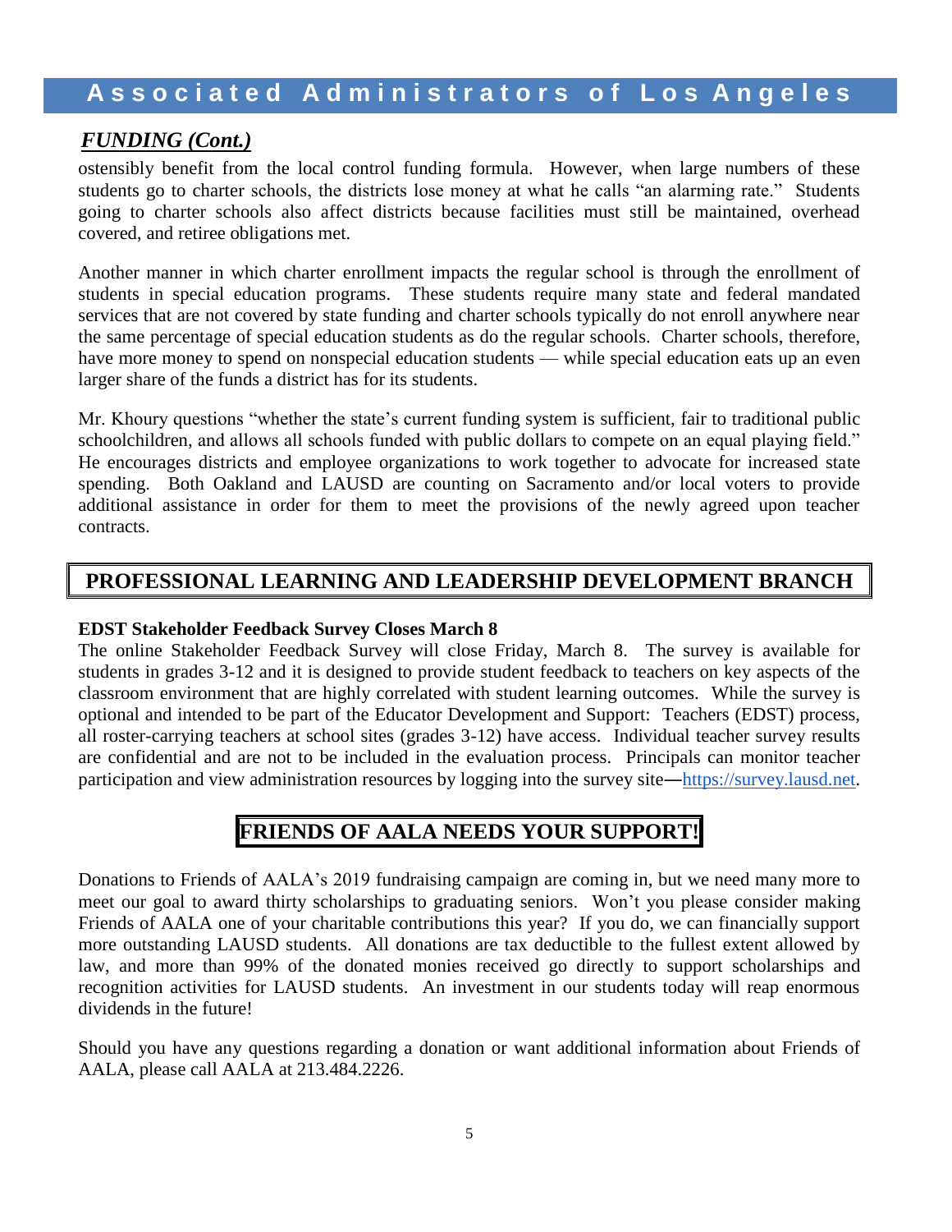## *FUNDING (Cont.)*

ostensibly benefit from the local control funding formula. However, when large numbers of these students go to charter schools, the districts lose money at what he calls "an alarming rate." Students going to charter schools also affect districts because facilities must still be maintained, overhead covered, and retiree obligations met.

Another manner in which charter enrollment impacts the regular school is through the enrollment of students in special education programs. These students require many state and federal mandated services that are not covered by state funding and charter schools typically do not enroll anywhere near the same percentage of special education students as do the regular schools. Charter schools, therefore, have more money to spend on nonspecial education students — while special education eats up an even larger share of the funds a district has for its students.

Mr. Khoury questions "whether the state's current funding system is sufficient, fair to traditional public schoolchildren, and allows all schools funded with public dollars to compete on an equal playing field." He encourages districts and employee organizations to work together to advocate for increased state spending. Both Oakland and LAUSD are counting on Sacramento and/or local voters to provide additional assistance in order for them to meet the provisions of the newly agreed upon teacher contracts.

## PROFESSIONAL LEARNING AND LEADERSHIP DEVELOPMENT BRANCH

**EDST Stakeholder Feedback Survey Closes March 8**

The online Stakeholder Feedback Survey will close Friday, March 8. The survey is available for students in grades 3-12 and it is designed to provide student feedback to teachers on key aspects of the classroom environment that are highly correlated with student learning outcomes. While the survey is optional and intended to be part of the Educator Development and Support: Teachers (EDST) process, all roster-carrying teachers at school sites (grades 3-12) have access. Individual teacher survey results are confidential and are not to be included in the evaluation process. Principals can monitor teacher participation and view administration resources by logging into the survey site—[https://survey.lausd.net](https://survey.lausd.net).

## FRIENDS OF AALA NEEDS YOUR SUPPORT!

Donations to Friends of AALA's 2019 fundraising campaign are coming in, but we need many more to meet our goal to award thirty scholarships to graduating seniors. Won't you please consider making Friends of AALA one of your charitable contributions this year? If you do, we can financially support more outstanding LAUSD students. All donations are tax deductible to the fullest extent allowed by law, and more than 99% of the donated monies received go directly to support scholarships and recognition activities for LAUSD students. An investment in our students today will reap enormous dividends in the future!

Should you have any questions regarding a donation or want additional information about Friends of AALA, please call AALA at 213.484.2226.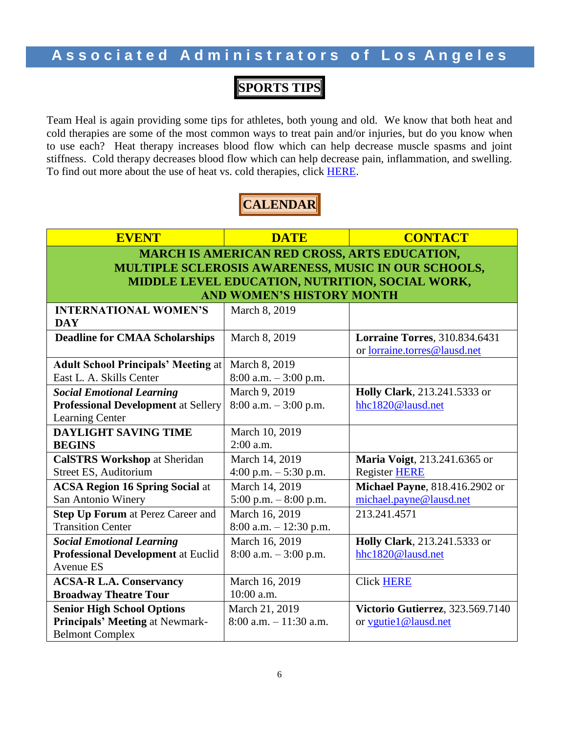# Associated Administrators of Los Angeles

## SPORTS TIPS

Team Heal is again providing some tips for athletes, both young and old. We know that both heat and cold therapies are some of the most common ways to treat pain and/or injuries, but do you know when to use each? Heat therapy increases blood flow which can help decrease muscle spasms and joint stiffness. Cold therapy decreases blood flow which can help decrease pain, inflammation, and swelling. To find out more about the use of heat vs. cold therapies, click HERE.

## CALENDAR

| EVENT | DATE | CONTACT |
|---|---|---|
| **MARCH IS AMERICAN RED CROSS, ARTS EDUCATION, MULTIPLE SCLEROSIS AWARENESS, MUSIC IN OUR SCHOOLS, MIDDLE LEVEL EDUCATION, NUTRITION, SOCIAL WORK, AND WOMEN'S HISTORY MONTH** | | |
| **INTERNATIONAL WOMEN'S DAY** | March 8, 2019 | |
| **Deadline for CMAA Scholarships** | March 8, 2019 | **Lorraine Torres**, 310.834.6431 or lorraine.torres@lausd.net |
| **Adult School Principals' Meeting** at East L. A. Skills Center | March 8, 2019<br>8:00 a.m. – 3:00 p.m. | |
| ***Social Emotional Learning* Professional Development** at Sellery Learning Center | March 9, 2019<br>8:00 a.m. – 3:00 p.m. | **Holly Clark**, 213.241.5333 or hhc1820@lausd.net |
| **DAYLIGHT SAVING TIME BEGINS** | March 10, 2019<br>2:00 a.m. | |
| **CalSTRS Workshop** at Sheridan Street ES, Auditorium | March 14, 2019<br>4:00 p.m. – 5:30 p.m. | **Maria Voigt**, 213.241.6365 or Register HERE |
| **ACSA Region 16 Spring Social** at San Antonio Winery | March 14, 2019<br>5:00 p.m. – 8:00 p.m. | **Michael Payne**, 818.416.2902 or michael.payne@lausd.net |
| **Step Up Forum** at Perez Career and Transition Center | March 16, 2019<br>8:00 a.m. – 12:30 p.m. | 213.241.4571 |
| ***Social Emotional Learning* Professional Development** at Euclid Avenue ES | March 16, 2019<br>8:00 a.m. – 3:00 p.m. | **Holly Clark**, 213.241.5333 or hhc1820@lausd.net |
| **ACSA-R L.A. Conservancy Broadway Theatre Tour** | March 16, 2019<br>10:00 a.m. | Click HERE |
| **Senior High School Options Principals' Meeting** at Newmark-Belmont Complex | March 21, 2019<br>8:00 a.m. – 11:30 a.m. | **Victorio Gutierrez**, 323.569.7140 or vgutie1@lausd.net |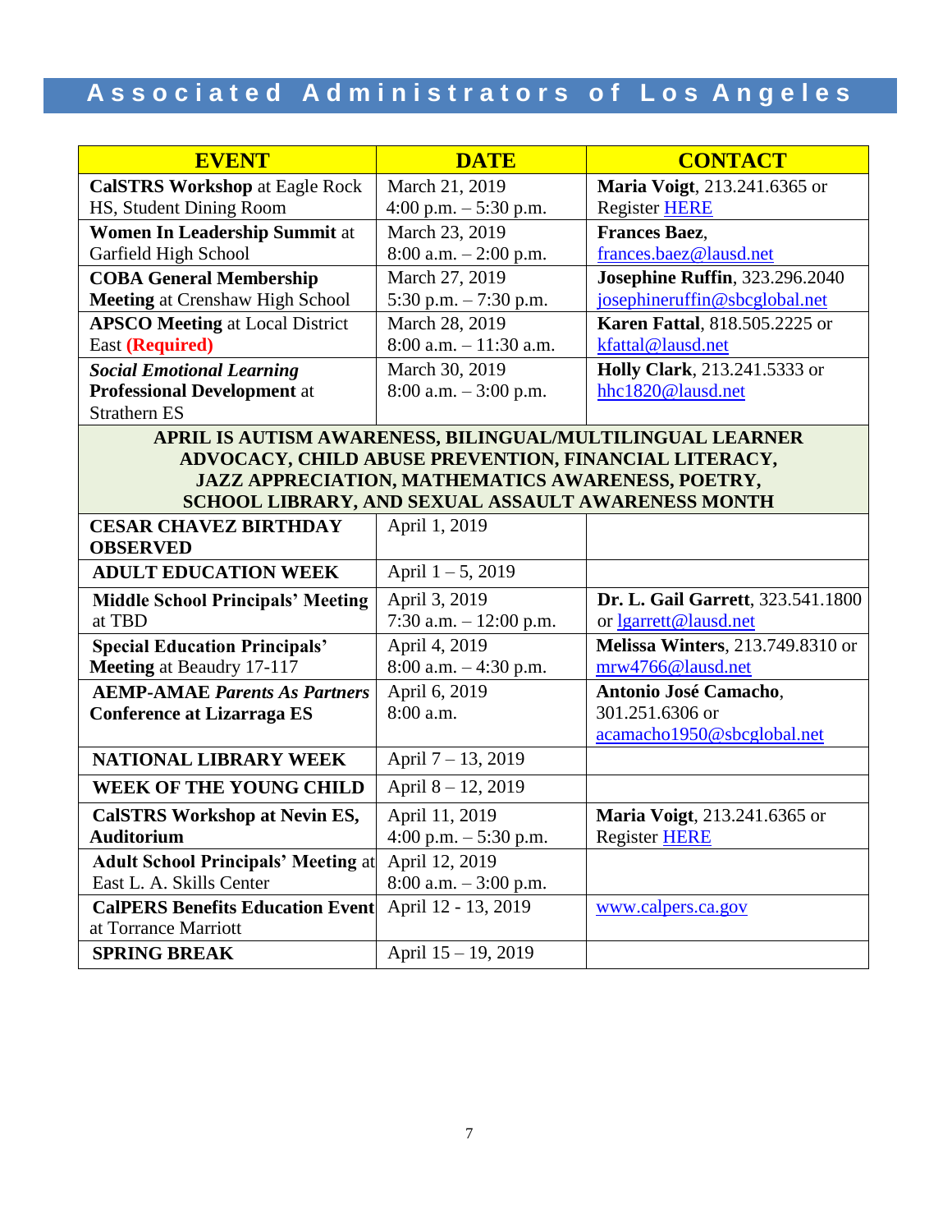# Associated Administrators of Los Angeles

| EVENT | DATE | CONTACT |
|---|---|---|
| **CalSTRS Workshop** at Eagle Rock HS, Student Dining Room | March 21, 2019<br>4:00 p.m. – 5:30 p.m. | **Maria Voigt**, 213.241.6365 or Register HERE |
| **Women In Leadership Summit** at Garfield High School | March 23, 2019<br>8:00 a.m. – 2:00 p.m. | **Frances Baez**, frances.baez@lausd.net |
| **COBA General Membership Meeting** at Crenshaw High School | March 27, 2019<br>5:30 p.m. – 7:30 p.m. | **Josephine Ruffin**, 323.296.2040 josephineruffin@sbcglobal.net |
| **APSCO Meeting** at Local District East **(Required)** | March 28, 2019<br>8:00 a.m. – 11:30 a.m. | **Karen Fattal**, 818.505.2225 or kfattal@lausd.net |
| ***Social Emotional Learning* Professional Development** at Strathern ES | March 30, 2019<br>8:00 a.m. – 3:00 p.m. | **Holly Clark**, 213.241.5333 or hhc1820@lausd.net |
| **APRIL IS AUTISM AWARENESS, BILINGUAL/MULTILINGUAL LEARNER ADVOCACY, CHILD ABUSE PREVENTION, FINANCIAL LITERACY, JAZZ APPRECIATION, MATHEMATICS AWARENESS, POETRY, SCHOOL LIBRARY, AND SEXUAL ASSAULT AWARENESS MONTH** | | |
| **CESAR CHAVEZ BIRTHDAY OBSERVED** | April 1, 2019 | |
| **ADULT EDUCATION WEEK** | April 1 – 5, 2019 | |
| **Middle School Principals' Meeting** at TBD | April 3, 2019<br>7:30 a.m. – 12:00 p.m. | **Dr. L. Gail Garrett**, 323.541.1800 or lgarrett@lausd.net |
| **Special Education Principals' Meeting** at Beaudry 17-117 | April 4, 2019<br>8:00 a.m. – 4:30 p.m. | **Melissa Winters**, 213.749.8310 or mrw4766@lausd.net |
| **AEMP-AMAE *Parents As Partners* Conference at Lizarraga ES** | April 6, 2019<br>8:00 a.m. | **Antonio José Camacho**, 301.251.6306 or acamacho1950@sbcglobal.net |
| **NATIONAL LIBRARY WEEK** | April 7 – 13, 2019 | |
| **WEEK OF THE YOUNG CHILD** | April 8 – 12, 2019 | |
| **CalSTRS Workshop at Nevin ES, Auditorium** | April 11, 2019<br>4:00 p.m. – 5:30 p.m. | **Maria Voigt**, 213.241.6365 or Register HERE |
| **Adult School Principals' Meeting** at East L. A. Skills Center | April 12, 2019<br>8:00 a.m. – 3:00 p.m. | |
| **CalPERS Benefits Education Event** at Torrance Marriott | April 12 - 13, 2019 | www.calpers.ca.gov |
| **SPRING BREAK** | April 15 – 19, 2019 | |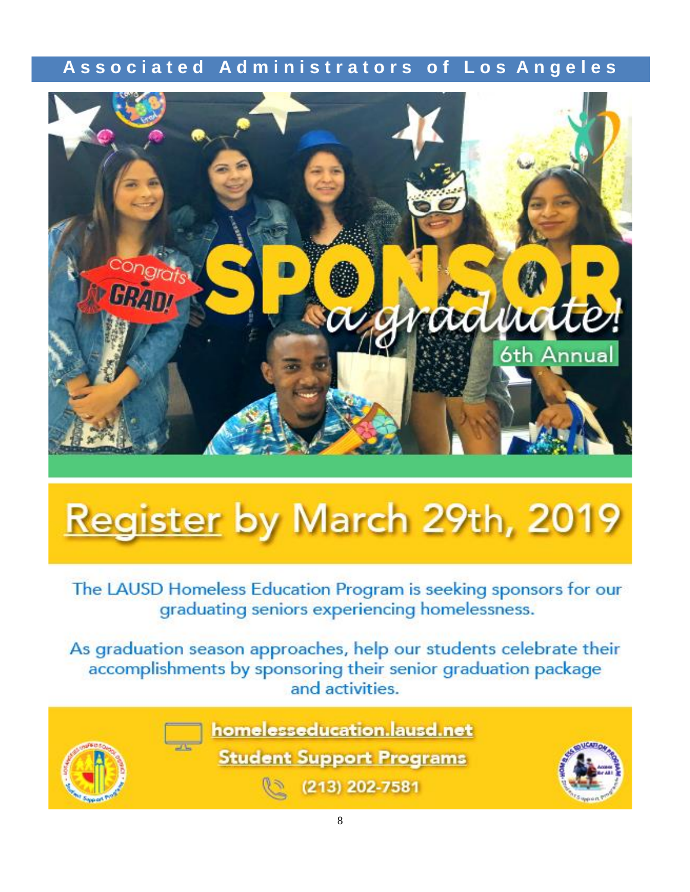# SPONSOR *a graduate!*

6th Annual

## Register by March 29th, 2019

The LAUSD Homeless Education Program is seeking sponsors for our graduating seniors experiencing homelessness.

As graduation season approaches, help our students celebrate their accomplishments by sponsoring their senior graduation package and activities.

**homelesseducation.lausd.net**

**Student Support Programs**

**(213) 202-7581**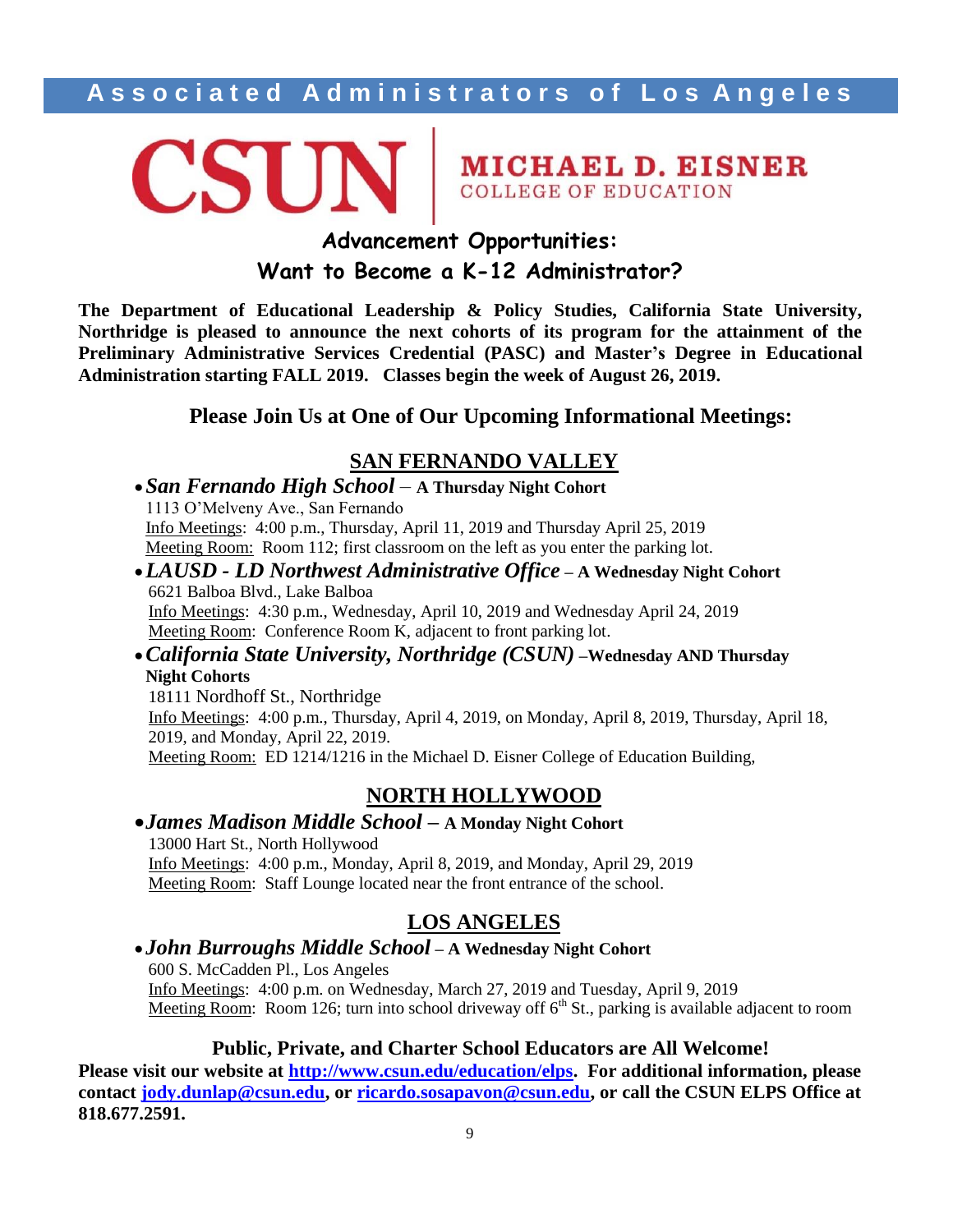Associated Administrators of Los Angeles

CSUN | MICHAEL D. EISNER COLLEGE OF EDUCATION

## Advancement Opportunities: Want to Become a K-12 Administrator?

**The Department of Educational Leadership & Policy Studies, California State University, Northridge is pleased to announce the next cohorts of its program for the attainment of the Preliminary Administrative Services Credential (PASC) and Master's Degree in Educational Administration starting FALL 2019. Classes begin the week of August 26, 2019.**

### Please Join Us at One of Our Upcoming Informational Meetings:

### SAN FERNANDO VALLEY

- ***San Fernando High School*** – **A Thursday Night Cohort**
  1113 O'Melveny Ave., San Fernando
  Info Meetings: 4:00 p.m., Thursday, April 11, 2019 and Thursday April 25, 2019
  Meeting Room: Room 112; first classroom on the left as you enter the parking lot.
- ***LAUSD - LD Northwest Administrative Office*** – **A Wednesday Night Cohort**
  6621 Balboa Blvd., Lake Balboa
  Info Meetings: 4:30 p.m., Wednesday, April 10, 2019 and Wednesday April 24, 2019
  Meeting Room: Conference Room K, adjacent to front parking lot.
- ***California State University, Northridge (CSUN)*** –**Wednesday AND Thursday Night Cohorts**
  18111 Nordhoff St., Northridge
  Info Meetings: 4:00 p.m., Thursday, April 4, 2019, on Monday, April 8, 2019, Thursday, April 18, 2019, and Monday, April 22, 2019.
  Meeting Room: ED 1214/1216 in the Michael D. Eisner College of Education Building,

### NORTH HOLLYWOOD

- ***James Madison Middle School*** – **A Monday Night Cohort**
  13000 Hart St., North Hollywood
  Info Meetings: 4:00 p.m., Monday, April 8, 2019, and Monday, April 29, 2019
  Meeting Room: Staff Lounge located near the front entrance of the school.

### LOS ANGELES

- ***John Burroughs Middle School*** – **A Wednesday Night Cohort**
  600 S. McCadden Pl., Los Angeles
  Info Meetings: 4:00 p.m. on Wednesday, March 27, 2019 and Tuesday, April 9, 2019
  Meeting Room: Room 126; turn into school driveway off 6th St., parking is available adjacent to room

**Public, Private, and Charter School Educators are All Welcome!**

**Please visit our website at http://www.csun.edu/education/elps. For additional information, please contact jody.dunlap@csun.edu, or ricardo.sosapavon@csun.edu, or call the CSUN ELPS Office at 818.677.2591.**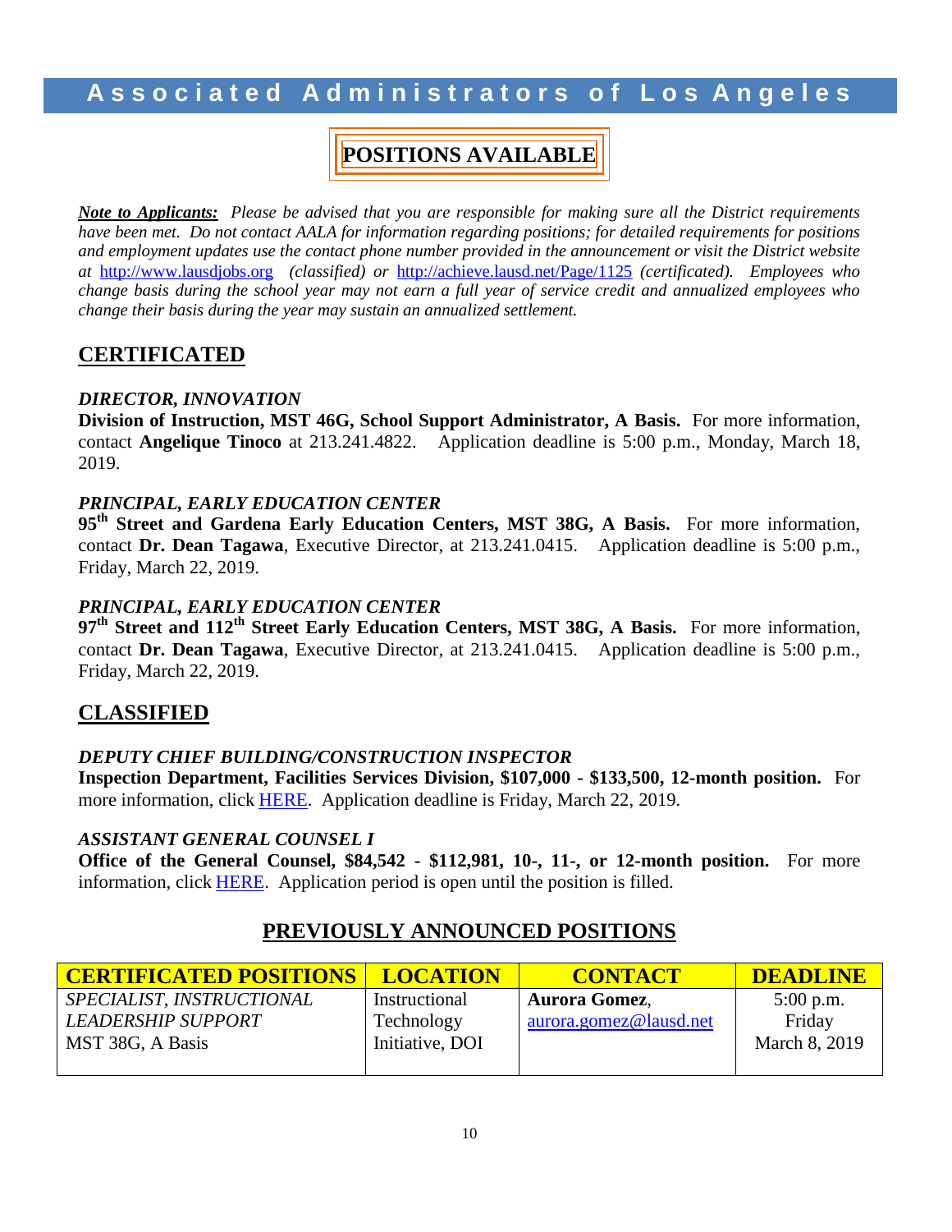# POSITIONS AVAILABLE

***Note to Applicants:*** *Please be advised that you are responsible for making sure all the District requirements have been met. Do not contact AALA for information regarding positions; for detailed requirements for positions and employment updates use the contact phone number provided in the announcement or visit the District website at* http://www.lausdjobs.org *(classified) or* http://achieve.lausd.net/Page/1125 *(certificated). Employees who change basis during the school year may not earn a full year of service credit and annualized employees who change their basis during the year may sustain an annualized settlement.*

## CERTIFICATED

***DIRECTOR, INNOVATION***

**Division of Instruction, MST 46G, School Support Administrator, A Basis.** For more information, contact **Angelique Tinoco** at 213.241.4822. Application deadline is 5:00 p.m., Monday, March 18, 2019.

***PRINCIPAL, EARLY EDUCATION CENTER***

**95th Street and Gardena Early Education Centers, MST 38G, A Basis.** For more information, contact **Dr. Dean Tagawa**, Executive Director, at 213.241.0415. Application deadline is 5:00 p.m., Friday, March 22, 2019.

***PRINCIPAL, EARLY EDUCATION CENTER***

**97th Street and 112th Street Early Education Centers, MST 38G, A Basis.** For more information, contact **Dr. Dean Tagawa**, Executive Director, at 213.241.0415. Application deadline is 5:00 p.m., Friday, March 22, 2019.

## CLASSIFIED

***DEPUTY CHIEF BUILDING/CONSTRUCTION INSPECTOR***

**Inspection Department, Facilities Services Division, $107,000 - $133,500, 12-month position.** For more information, click HERE. Application deadline is Friday, March 22, 2019.

***ASSISTANT GENERAL COUNSEL I***

**Office of the General Counsel, $84,542 - $112,981, 10-, 11-, or 12-month position.** For more information, click HERE. Application period is open until the position is filled.

## PREVIOUSLY ANNOUNCED POSITIONS

| CERTIFICATED POSITIONS | LOCATION | CONTACT | DEADLINE |
|---|---|---|---|
| *SPECIALIST, INSTRUCTIONAL LEADERSHIP SUPPORT* MST 38G, A Basis | Instructional Technology Initiative, DOI | **Aurora Gomez**, aurora.gomez@lausd.net | 5:00 p.m. Friday March 8, 2019 |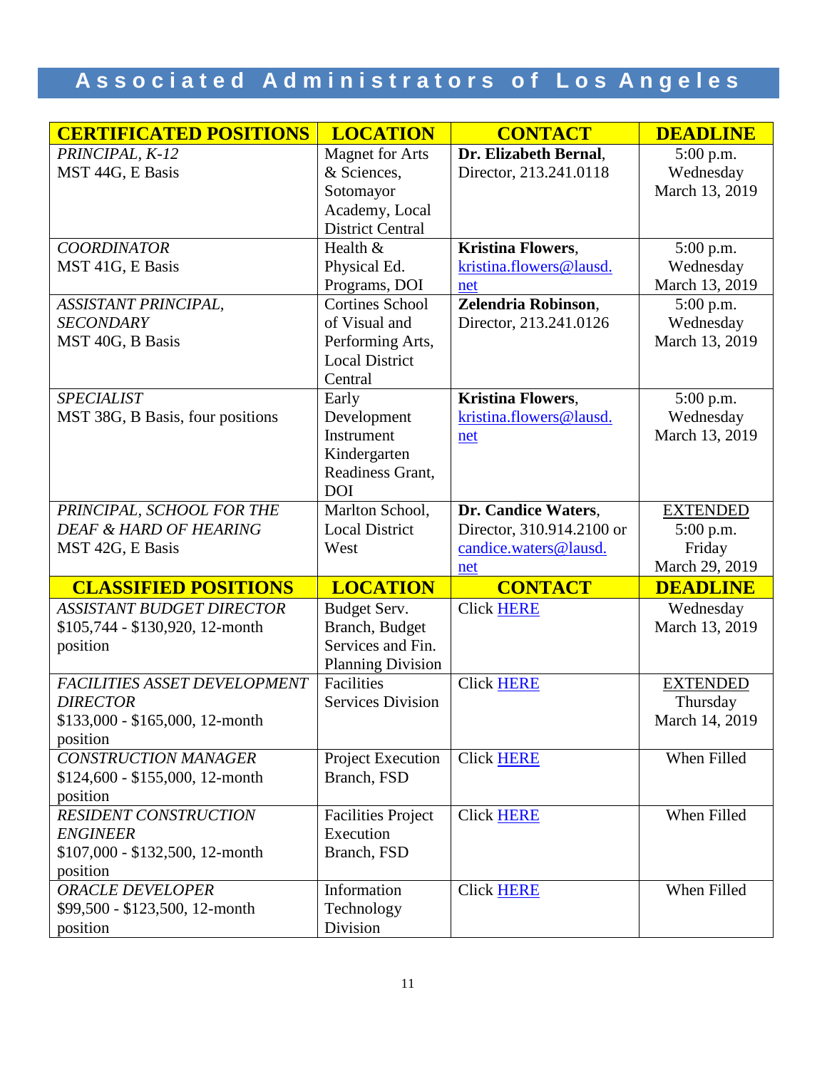# Associated Administrators of Los Angeles

| CERTIFICATED POSITIONS | LOCATION | CONTACT | DEADLINE |
|---|---|---|---|
| *PRINCIPAL, K-12*<br>MST 44G, E Basis | Magnet for Arts & Sciences, Sotomayor Academy, Local District Central | **Dr. Elizabeth Bernal**, Director, 213.241.0118 | 5:00 p.m. Wednesday March 13, 2019 |
| *COORDINATOR*<br>MST 41G, E Basis | Health & Physical Ed. Programs, DOI | **Kristina Flowers**, kristina.flowers@lausd.net | 5:00 p.m. Wednesday March 13, 2019 |
| *ASSISTANT PRINCIPAL, SECONDARY*<br>MST 40G, B Basis | Cortines School of Visual and Performing Arts, Local District Central | **Zelendria Robinson**, Director, 213.241.0126 | 5:00 p.m. Wednesday March 13, 2019 |
| *SPECIALIST*<br>MST 38G, B Basis, four positions | Early Development Instrument Kindergarten Readiness Grant, DOI | **Kristina Flowers**, kristina.flowers@lausd.net | 5:00 p.m. Wednesday March 13, 2019 |
| *PRINCIPAL, SCHOOL FOR THE DEAF & HARD OF HEARING*<br>MST 42G, E Basis | Marlton School, Local District West | **Dr. Candice Waters**, Director, 310.914.2100 or candice.waters@lausd.net | EXTENDED 5:00 p.m. Friday March 29, 2019 |
| **CLASSIFIED POSITIONS** | **LOCATION** | **CONTACT** | **DEADLINE** |
| *ASSISTANT BUDGET DIRECTOR*<br>$105,744 - $130,920, 12-month position | Budget Serv. Branch, Budget Services and Fin. Planning Division | Click HERE | Wednesday March 13, 2019 |
| *FACILITIES ASSET DEVELOPMENT DIRECTOR*<br>$133,000 - $165,000, 12-month position | Facilities Services Division | Click HERE | EXTENDED Thursday March 14, 2019 |
| *CONSTRUCTION MANAGER*<br>$124,600 - $155,000, 12-month position | Project Execution Branch, FSD | Click HERE | When Filled |
| *RESIDENT CONSTRUCTION ENGINEER*<br>$107,000 - $132,500, 12-month position | Facilities Project Execution Branch, FSD | Click HERE | When Filled |
| *ORACLE DEVELOPER*<br>$99,500 - $123,500, 12-month position | Information Technology Division | Click HERE | When Filled |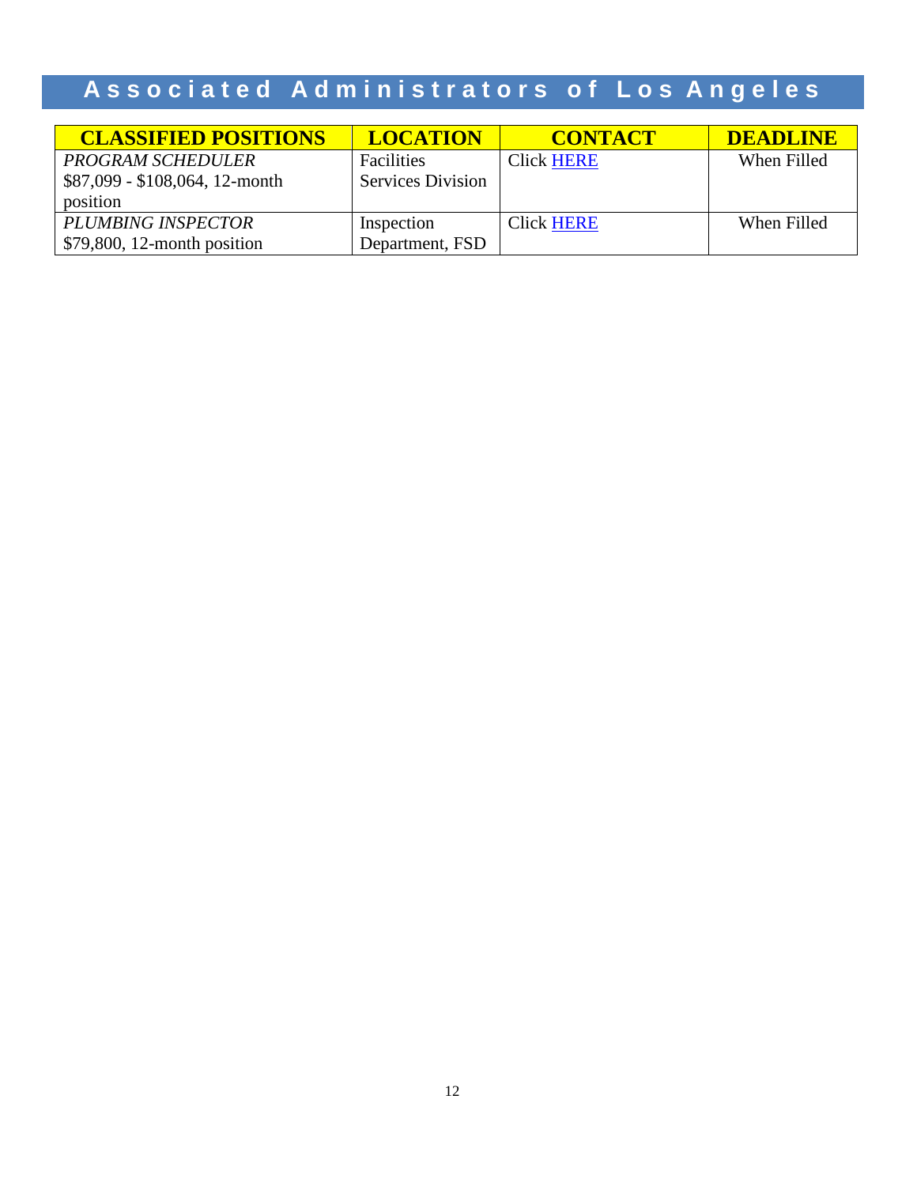# Associated Administrators of Los Angeles

| CLASSIFIED POSITIONS | LOCATION | CONTACT | DEADLINE |
| --- | --- | --- | --- |
| *PROGRAM SCHEDULER* $87,099 - $108,064, 12-month position | Facilities Services Division | Click HERE | When Filled |
| *PLUMBING INSPECTOR* $79,800, 12-month position | Inspection Department, FSD | Click HERE | When Filled |